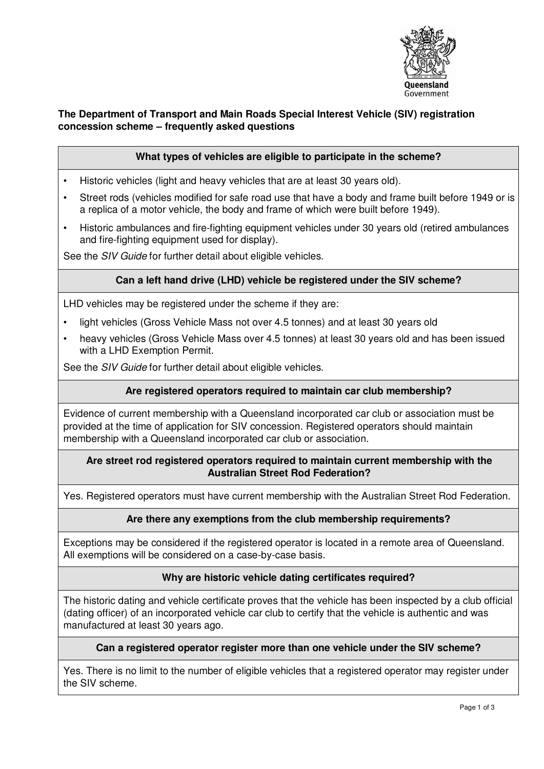**The Department of Transport and Main Roads Special Interest Vehicle (SIV) registration concession scheme – frequently asked questions**

### What types of vehicles are eligible to participate in the scheme?

- Historic vehicles (light and heavy vehicles that are at least 30 years old).
- Street rods (vehicles modified for safe road use that have a body and frame built before 1949 or is a replica of a motor vehicle, the body and frame of which were built before 1949).
- Historic ambulances and fire-fighting equipment vehicles under 30 years old (retired ambulances and fire-fighting equipment used for display).

See the *SIV Guide* for further detail about eligible vehicles.

### Can a left hand drive (LHD) vehicle be registered under the SIV scheme?

LHD vehicles may be registered under the scheme if they are:

- light vehicles (Gross Vehicle Mass not over 4.5 tonnes) and at least 30 years old
- heavy vehicles (Gross Vehicle Mass over 4.5 tonnes) at least 30 years old and has been issued with a LHD Exemption Permit.

See the *SIV Guide* for further detail about eligible vehicles.

### Are registered operators required to maintain car club membership?

Evidence of current membership with a Queensland incorporated car club or association must be provided at the time of application for SIV concession. Registered operators should maintain membership with a Queensland incorporated car club or association.

### Are street rod registered operators required to maintain current membership with the Australian Street Rod Federation?

Yes. Registered operators must have current membership with the Australian Street Rod Federation.

### Are there any exemptions from the club membership requirements?

Exceptions may be considered if the registered operator is located in a remote area of Queensland. All exemptions will be considered on a case-by-case basis.

### Why are historic vehicle dating certificates required?

The historic dating and vehicle certificate proves that the vehicle has been inspected by a club official (dating officer) of an incorporated vehicle car club to certify that the vehicle is authentic and was manufactured at least 30 years ago.

### Can a registered operator register more than one vehicle under the SIV scheme?

Yes. There is no limit to the number of eligible vehicles that a registered operator may register under the SIV scheme.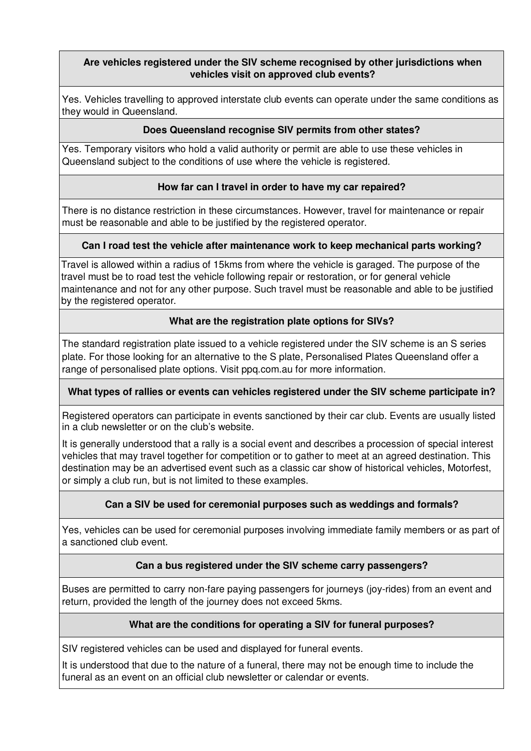### Are vehicles registered under the SIV scheme recognised by other jurisdictions when vehicles visit on approved club events?

Yes. Vehicles travelling to approved interstate club events can operate under the same conditions as they would in Queensland.

### Does Queensland recognise SIV permits from other states?

Yes. Temporary visitors who hold a valid authority or permit are able to use these vehicles in Queensland subject to the conditions of use where the vehicle is registered.

### How far can I travel in order to have my car repaired?

There is no distance restriction in these circumstances. However, travel for maintenance or repair must be reasonable and able to be justified by the registered operator.

### Can I road test the vehicle after maintenance work to keep mechanical parts working?

Travel is allowed within a radius of 15kms from where the vehicle is garaged. The purpose of the travel must be to road test the vehicle following repair or restoration, or for general vehicle maintenance and not for any other purpose. Such travel must be reasonable and able to be justified by the registered operator.

### What are the registration plate options for SIVs?

The standard registration plate issued to a vehicle registered under the SIV scheme is an S series plate. For those looking for an alternative to the S plate, Personalised Plates Queensland offer a range of personalised plate options. Visit ppq.com.au for more information.

### What types of rallies or events can vehicles registered under the SIV scheme participate in?

Registered operators can participate in events sanctioned by their car club. Events are usually listed in a club newsletter or on the club's website.

It is generally understood that a rally is a social event and describes a procession of special interest vehicles that may travel together for competition or to gather to meet at an agreed destination. This destination may be an advertised event such as a classic car show of historical vehicles, Motorfest, or simply a club run, but is not limited to these examples.

### Can a SIV be used for ceremonial purposes such as weddings and formals?

Yes, vehicles can be used for ceremonial purposes involving immediate family members or as part of a sanctioned club event.

### Can a bus registered under the SIV scheme carry passengers?

Buses are permitted to carry non-fare paying passengers for journeys (joy-rides) from an event and return, provided the length of the journey does not exceed 5kms.

### What are the conditions for operating a SIV for funeral purposes?

SIV registered vehicles can be used and displayed for funeral events.

It is understood that due to the nature of a funeral, there may not be enough time to include the funeral as an event on an official club newsletter or calendar or events.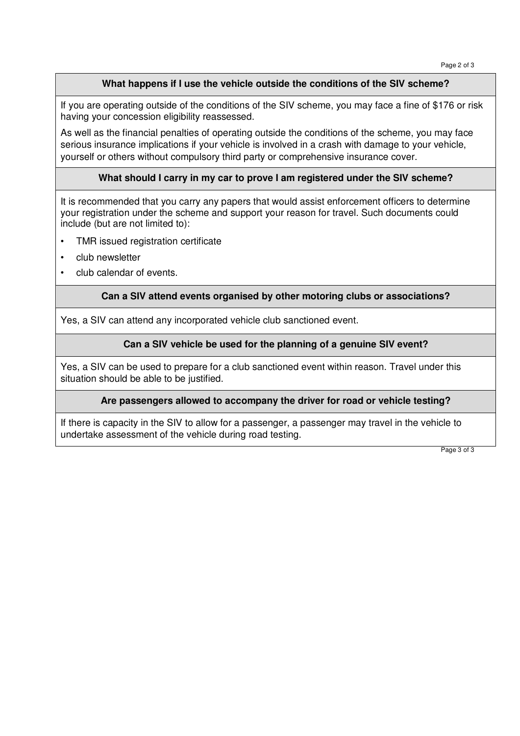### What happens if I use the vehicle outside the conditions of the SIV scheme?

If you are operating outside of the conditions of the SIV scheme, you may face a fine of $176 or risk having your concession eligibility reassessed.

As well as the financial penalties of operating outside the conditions of the scheme, you may face serious insurance implications if your vehicle is involved in a crash with damage to your vehicle, yourself or others without compulsory third party or comprehensive insurance cover.

### What should I carry in my car to prove I am registered under the SIV scheme?

It is recommended that you carry any papers that would assist enforcement officers to determine your registration under the scheme and support your reason for travel. Such documents could include (but are not limited to):

- TMR issued registration certificate
- club newsletter
- club calendar of events.

### Can a SIV attend events organised by other motoring clubs or associations?

Yes, a SIV can attend any incorporated vehicle club sanctioned event.

### Can a SIV vehicle be used for the planning of a genuine SIV event?

Yes, a SIV can be used to prepare for a club sanctioned event within reason. Travel under this situation should be able to be justified.

### Are passengers allowed to accompany the driver for road or vehicle testing?

If there is capacity in the SIV to allow for a passenger, a passenger may travel in the vehicle to undertake assessment of the vehicle during road testing.